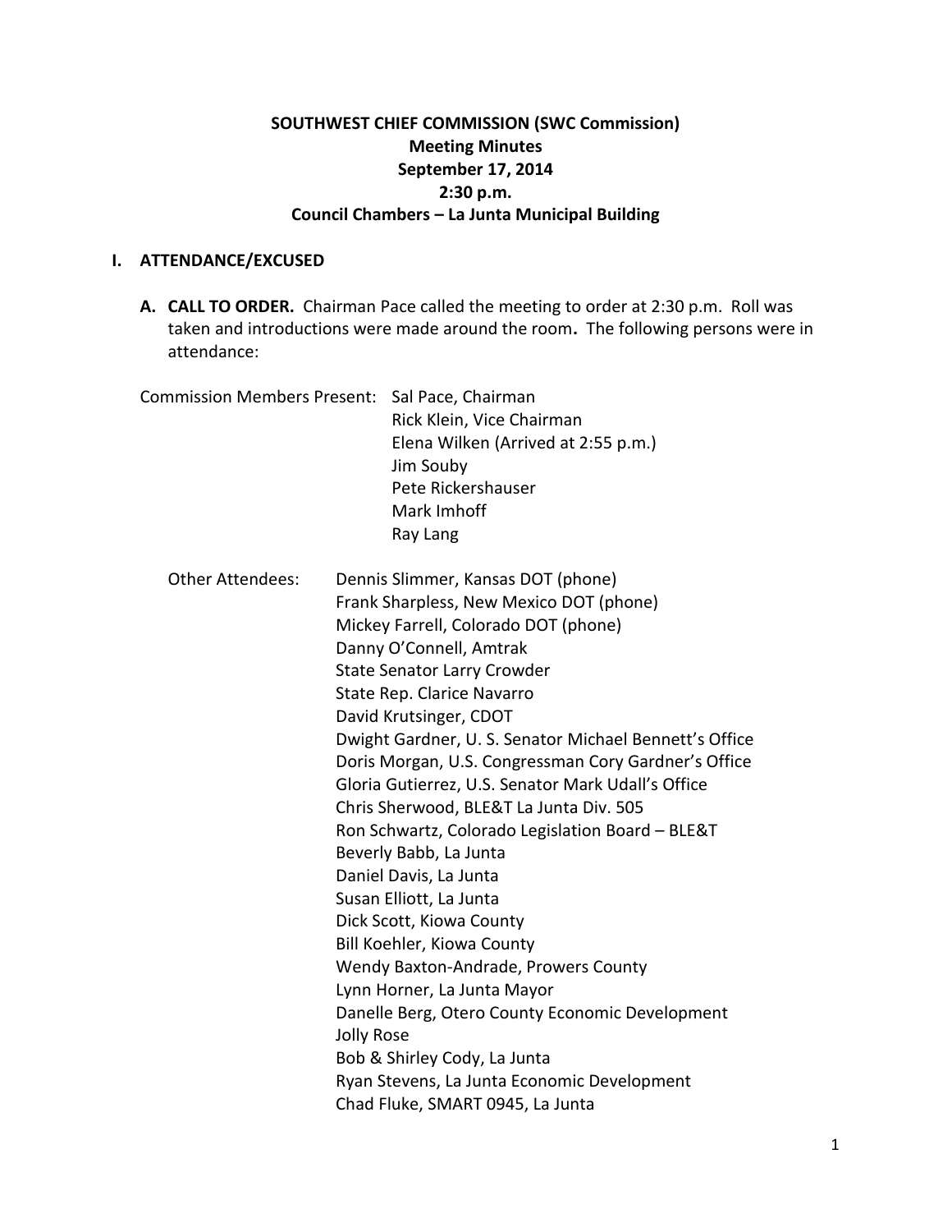**SOUTHWEST CHIEF COMMISSION (SWC Commission)**
**Meeting Minutes**
**September 17, 2014**
**2:30 p.m.**
**Council Chambers – La Junta Municipal Building**

## I. ATTENDANCE/EXCUSED

**A. CALL TO ORDER.** Chairman Pace called the meeting to order at 2:30 p.m. Roll was taken and introductions were made around the room**.** The following persons were in attendance:

Commission Members Present:
- Sal Pace, Chairman
- Rick Klein, Vice Chairman
- Elena Wilken (Arrived at 2:55 p.m.)
- Jim Souby
- Pete Rickershauser
- Mark Imhoff
- Ray Lang

Other Attendees:
- Dennis Slimmer, Kansas DOT (phone)
- Frank Sharpless, New Mexico DOT (phone)
- Mickey Farrell, Colorado DOT (phone)
- Danny O'Connell, Amtrak
- State Senator Larry Crowder
- State Rep. Clarice Navarro
- David Krutsinger, CDOT
- Dwight Gardner, U. S. Senator Michael Bennett's Office
- Doris Morgan, U.S. Congressman Cory Gardner's Office
- Gloria Gutierrez, U.S. Senator Mark Udall's Office
- Chris Sherwood, BLE&T La Junta Div. 505
- Ron Schwartz, Colorado Legislation Board – BLE&T
- Beverly Babb, La Junta
- Daniel Davis, La Junta
- Susan Elliott, La Junta
- Dick Scott, Kiowa County
- Bill Koehler, Kiowa County
- Wendy Baxton-Andrade, Prowers County
- Lynn Horner, La Junta Mayor
- Danelle Berg, Otero County Economic Development
- Jolly Rose
- Bob & Shirley Cody, La Junta
- Ryan Stevens, La Junta Economic Development
- Chad Fluke, SMART 0945, La Junta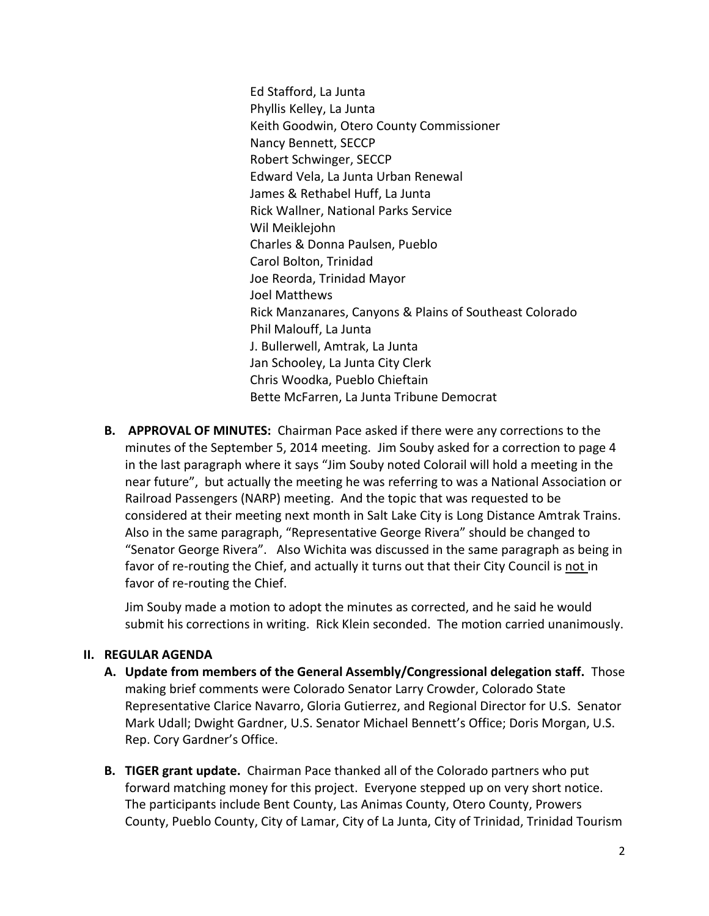Ed Stafford, La Junta
Phyllis Kelley, La Junta
Keith Goodwin, Otero County Commissioner
Nancy Bennett, SECCP
Robert Schwinger, SECCP
Edward Vela, La Junta Urban Renewal
James & Rethabel Huff, La Junta
Rick Wallner, National Parks Service
Wil Meiklejohn
Charles & Donna Paulsen, Pueblo
Carol Bolton, Trinidad
Joe Reorda, Trinidad Mayor
Joel Matthews
Rick Manzanares, Canyons & Plains of Southeast Colorado
Phil Malouff, La Junta
J. Bullerwell, Amtrak, La Junta
Jan Schooley, La Junta City Clerk
Chris Woodka, Pueblo Chieftain
Bette McFarren, La Junta Tribune Democrat

**B. APPROVAL OF MINUTES:** Chairman Pace asked if there were any corrections to the minutes of the September 5, 2014 meeting. Jim Souby asked for a correction to page 4 in the last paragraph where it says "Jim Souby noted Colorail will hold a meeting in the near future", but actually the meeting he was referring to was a National Association or Railroad Passengers (NARP) meeting. And the topic that was requested to be considered at their meeting next month in Salt Lake City is Long Distance Amtrak Trains. Also in the same paragraph, "Representative George Rivera" should be changed to "Senator George Rivera". Also Wichita was discussed in the same paragraph as being in favor of re-routing the Chief, and actually it turns out that their City Council is not in favor of re-routing the Chief.

Jim Souby made a motion to adopt the minutes as corrected, and he said he would submit his corrections in writing. Rick Klein seconded. The motion carried unanimously.

## II. REGULAR AGENDA

**A. Update from members of the General Assembly/Congressional delegation staff.** Those making brief comments were Colorado Senator Larry Crowder, Colorado State Representative Clarice Navarro, Gloria Gutierrez, and Regional Director for U.S. Senator Mark Udall; Dwight Gardner, U.S. Senator Michael Bennett's Office; Doris Morgan, U.S. Rep. Cory Gardner's Office.

**B. TIGER grant update.** Chairman Pace thanked all of the Colorado partners who put forward matching money for this project. Everyone stepped up on very short notice. The participants include Bent County, Las Animas County, Otero County, Prowers County, Pueblo County, City of Lamar, City of La Junta, City of Trinidad, Trinidad Tourism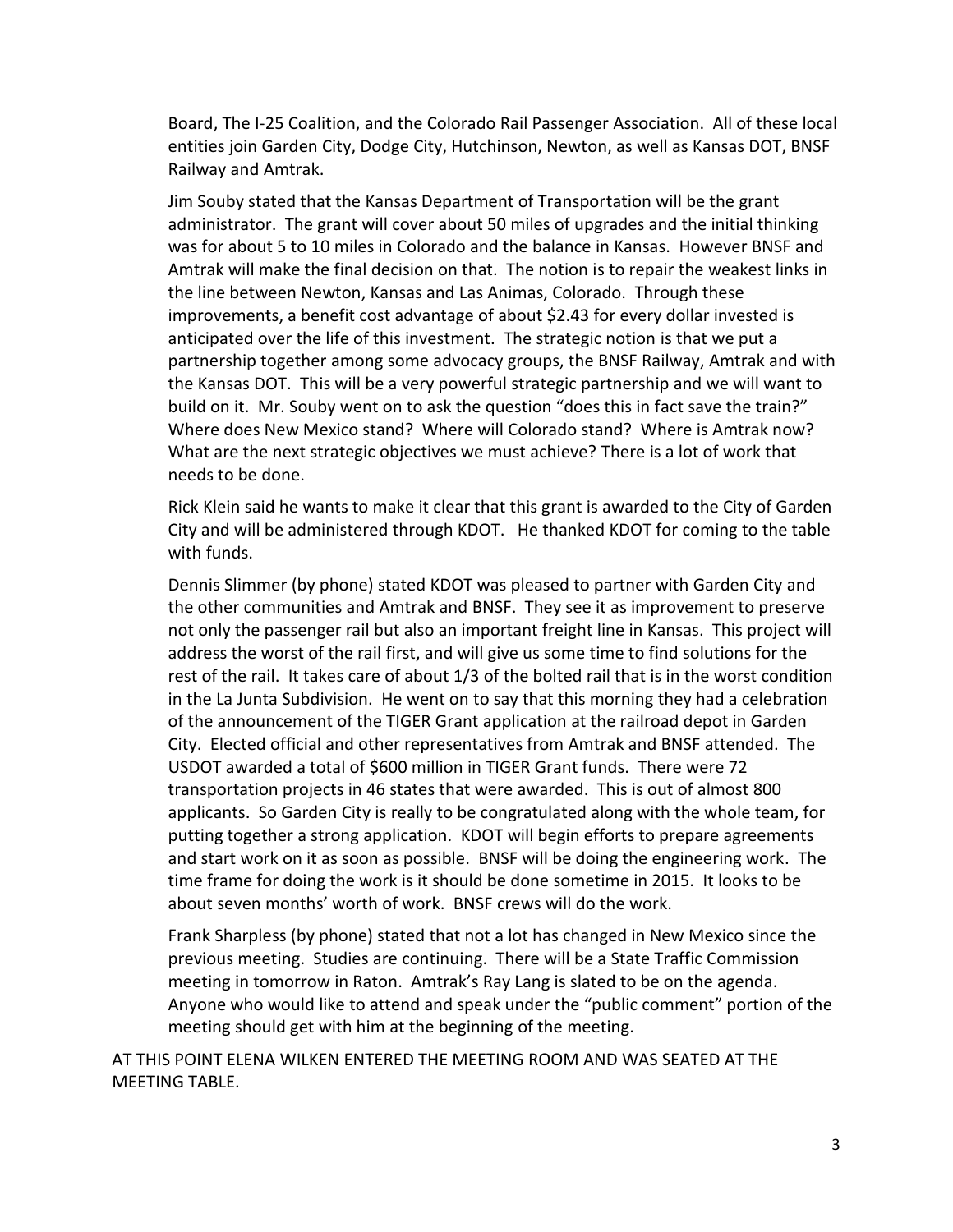Board, The I-25 Coalition, and the Colorado Rail Passenger Association. All of these local entities join Garden City, Dodge City, Hutchinson, Newton, as well as Kansas DOT, BNSF Railway and Amtrak.

Jim Souby stated that the Kansas Department of Transportation will be the grant administrator. The grant will cover about 50 miles of upgrades and the initial thinking was for about 5 to 10 miles in Colorado and the balance in Kansas. However BNSF and Amtrak will make the final decision on that. The notion is to repair the weakest links in the line between Newton, Kansas and Las Animas, Colorado. Through these improvements, a benefit cost advantage of about $2.43 for every dollar invested is anticipated over the life of this investment. The strategic notion is that we put a partnership together among some advocacy groups, the BNSF Railway, Amtrak and with the Kansas DOT. This will be a very powerful strategic partnership and we will want to build on it. Mr. Souby went on to ask the question "does this in fact save the train?" Where does New Mexico stand? Where will Colorado stand? Where is Amtrak now? What are the next strategic objectives we must achieve? There is a lot of work that needs to be done.

Rick Klein said he wants to make it clear that this grant is awarded to the City of Garden City and will be administered through KDOT. He thanked KDOT for coming to the table with funds.

Dennis Slimmer (by phone) stated KDOT was pleased to partner with Garden City and the other communities and Amtrak and BNSF. They see it as improvement to preserve not only the passenger rail but also an important freight line in Kansas. This project will address the worst of the rail first, and will give us some time to find solutions for the rest of the rail. It takes care of about 1/3 of the bolted rail that is in the worst condition in the La Junta Subdivision. He went on to say that this morning they had a celebration of the announcement of the TIGER Grant application at the railroad depot in Garden City. Elected official and other representatives from Amtrak and BNSF attended. The USDOT awarded a total of $600 million in TIGER Grant funds. There were 72 transportation projects in 46 states that were awarded. This is out of almost 800 applicants. So Garden City is really to be congratulated along with the whole team, for putting together a strong application. KDOT will begin efforts to prepare agreements and start work on it as soon as possible. BNSF will be doing the engineering work. The time frame for doing the work is it should be done sometime in 2015. It looks to be about seven months' worth of work. BNSF crews will do the work.

Frank Sharpless (by phone) stated that not a lot has changed in New Mexico since the previous meeting. Studies are continuing. There will be a State Traffic Commission meeting in tomorrow in Raton. Amtrak's Ray Lang is slated to be on the agenda. Anyone who would like to attend and speak under the "public comment" portion of the meeting should get with him at the beginning of the meeting.

AT THIS POINT ELENA WILKEN ENTERED THE MEETING ROOM AND WAS SEATED AT THE MEETING TABLE.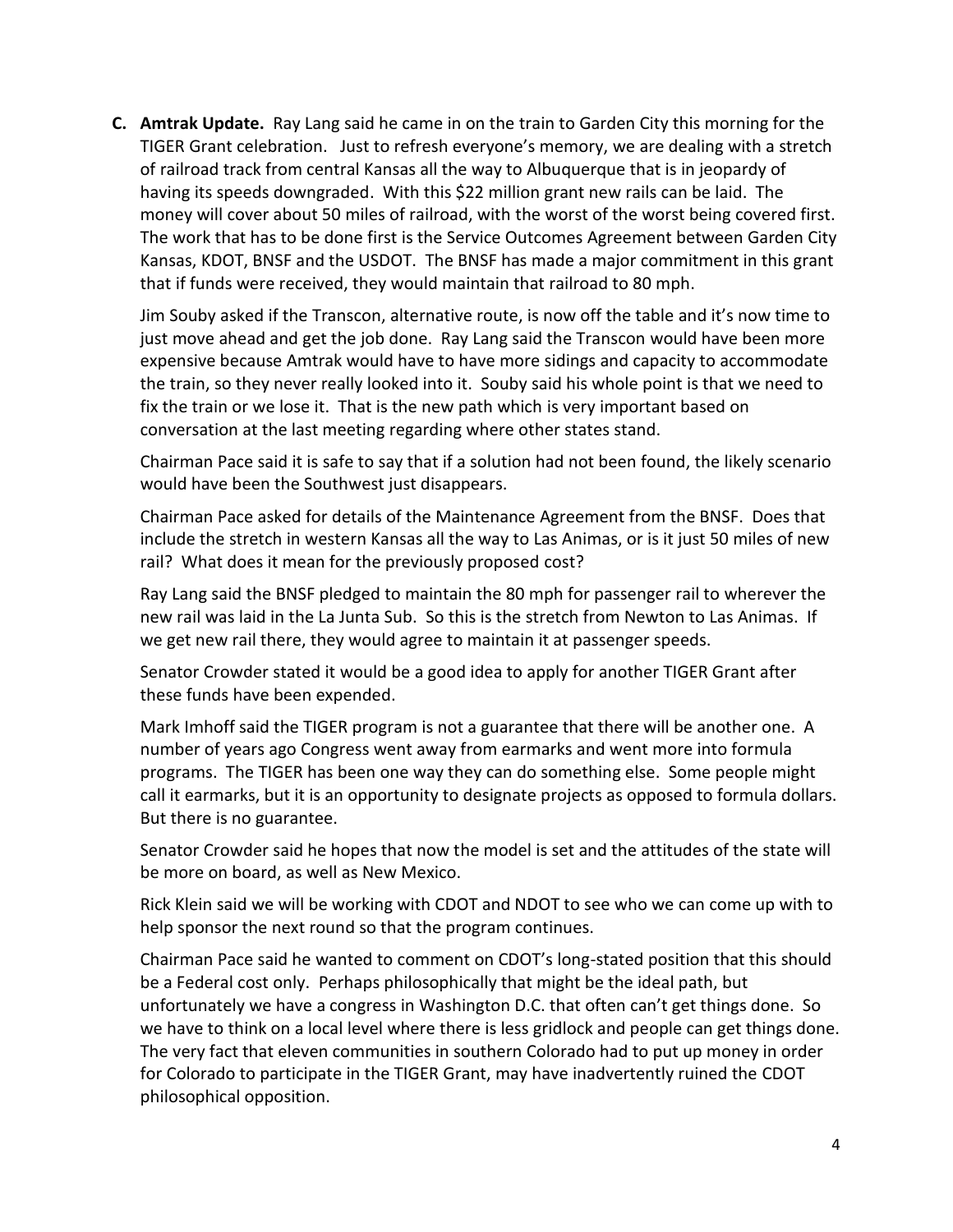**C. Amtrak Update.** Ray Lang said he came in on the train to Garden City this morning for the TIGER Grant celebration. Just to refresh everyone's memory, we are dealing with a stretch of railroad track from central Kansas all the way to Albuquerque that is in jeopardy of having its speeds downgraded. With this $22 million grant new rails can be laid. The money will cover about 50 miles of railroad, with the worst of the worst being covered first. The work that has to be done first is the Service Outcomes Agreement between Garden City Kansas, KDOT, BNSF and the USDOT. The BNSF has made a major commitment in this grant that if funds were received, they would maintain that railroad to 80 mph.

Jim Souby asked if the Transcon, alternative route, is now off the table and it's now time to just move ahead and get the job done. Ray Lang said the Transcon would have been more expensive because Amtrak would have to have more sidings and capacity to accommodate the train, so they never really looked into it. Souby said his whole point is that we need to fix the train or we lose it. That is the new path which is very important based on conversation at the last meeting regarding where other states stand.

Chairman Pace said it is safe to say that if a solution had not been found, the likely scenario would have been the Southwest just disappears.

Chairman Pace asked for details of the Maintenance Agreement from the BNSF. Does that include the stretch in western Kansas all the way to Las Animas, or is it just 50 miles of new rail? What does it mean for the previously proposed cost?

Ray Lang said the BNSF pledged to maintain the 80 mph for passenger rail to wherever the new rail was laid in the La Junta Sub. So this is the stretch from Newton to Las Animas. If we get new rail there, they would agree to maintain it at passenger speeds.

Senator Crowder stated it would be a good idea to apply for another TIGER Grant after these funds have been expended.

Mark Imhoff said the TIGER program is not a guarantee that there will be another one. A number of years ago Congress went away from earmarks and went more into formula programs. The TIGER has been one way they can do something else. Some people might call it earmarks, but it is an opportunity to designate projects as opposed to formula dollars. But there is no guarantee.

Senator Crowder said he hopes that now the model is set and the attitudes of the state will be more on board, as well as New Mexico.

Rick Klein said we will be working with CDOT and NDOT to see who we can come up with to help sponsor the next round so that the program continues.

Chairman Pace said he wanted to comment on CDOT's long-stated position that this should be a Federal cost only. Perhaps philosophically that might be the ideal path, but unfortunately we have a congress in Washington D.C. that often can't get things done. So we have to think on a local level where there is less gridlock and people can get things done. The very fact that eleven communities in southern Colorado had to put up money in order for Colorado to participate in the TIGER Grant, may have inadvertently ruined the CDOT philosophical opposition.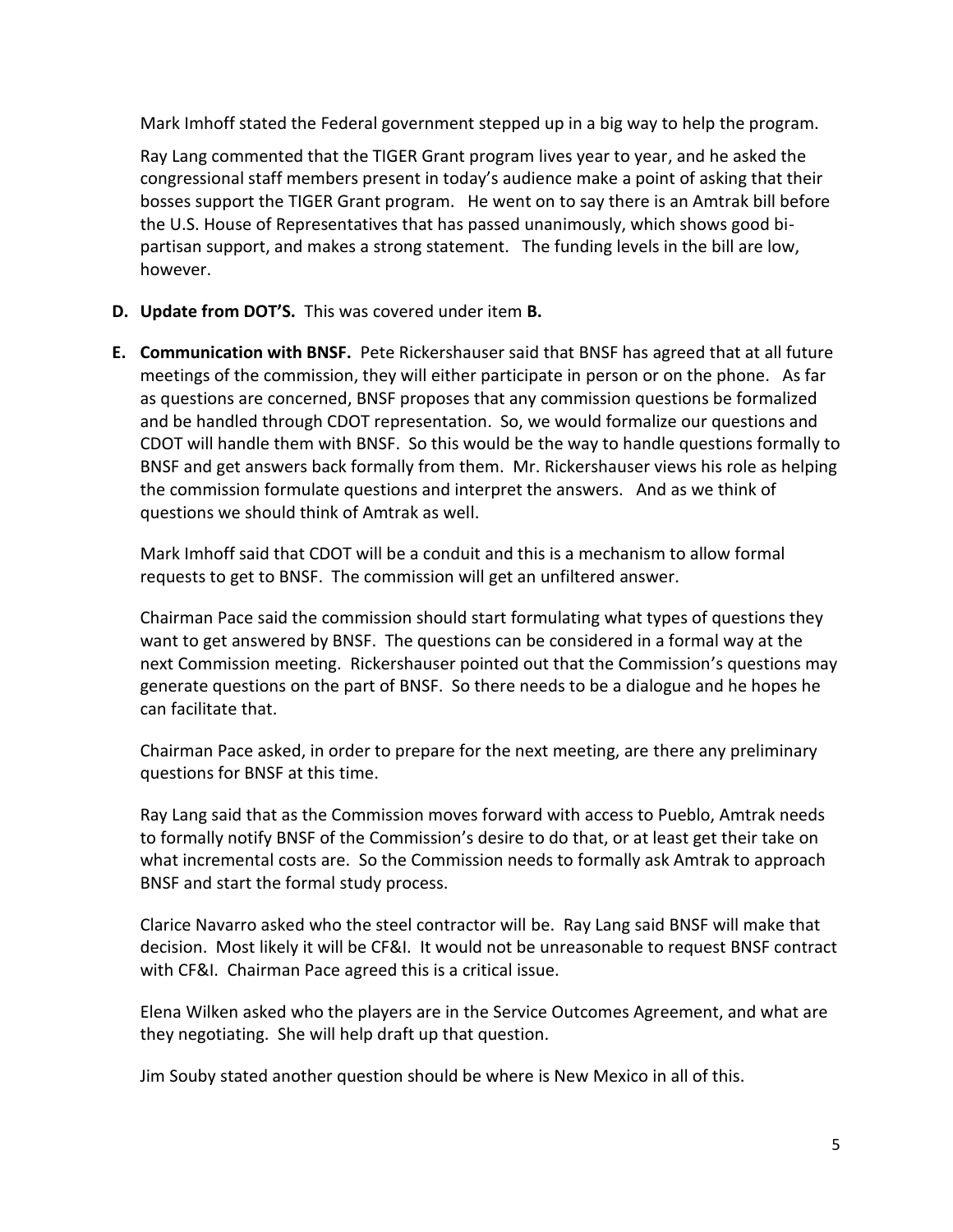Mark Imhoff stated the Federal government stepped up in a big way to help the program.

Ray Lang commented that the TIGER Grant program lives year to year, and he asked the congressional staff members present in today's audience make a point of asking that their bosses support the TIGER Grant program. He went on to say there is an Amtrak bill before the U.S. House of Representatives that has passed unanimously, which shows good bi-partisan support, and makes a strong statement. The funding levels in the bill are low, however.

**D. Update from DOT'S.** This was covered under item **B.**

**E. Communication with BNSF.** Pete Rickershauser said that BNSF has agreed that at all future meetings of the commission, they will either participate in person or on the phone. As far as questions are concerned, BNSF proposes that any commission questions be formalized and be handled through CDOT representation. So, we would formalize our questions and CDOT will handle them with BNSF. So this would be the way to handle questions formally to BNSF and get answers back formally from them. Mr. Rickershauser views his role as helping the commission formulate questions and interpret the answers. And as we think of questions we should think of Amtrak as well.

Mark Imhoff said that CDOT will be a conduit and this is a mechanism to allow formal requests to get to BNSF. The commission will get an unfiltered answer.

Chairman Pace said the commission should start formulating what types of questions they want to get answered by BNSF. The questions can be considered in a formal way at the next Commission meeting. Rickershauser pointed out that the Commission's questions may generate questions on the part of BNSF. So there needs to be a dialogue and he hopes he can facilitate that.

Chairman Pace asked, in order to prepare for the next meeting, are there any preliminary questions for BNSF at this time.

Ray Lang said that as the Commission moves forward with access to Pueblo, Amtrak needs to formally notify BNSF of the Commission's desire to do that, or at least get their take on what incremental costs are. So the Commission needs to formally ask Amtrak to approach BNSF and start the formal study process.

Clarice Navarro asked who the steel contractor will be. Ray Lang said BNSF will make that decision. Most likely it will be CF&I. It would not be unreasonable to request BNSF contract with CF&I. Chairman Pace agreed this is a critical issue.

Elena Wilken asked who the players are in the Service Outcomes Agreement, and what are they negotiating. She will help draft up that question.

Jim Souby stated another question should be where is New Mexico in all of this.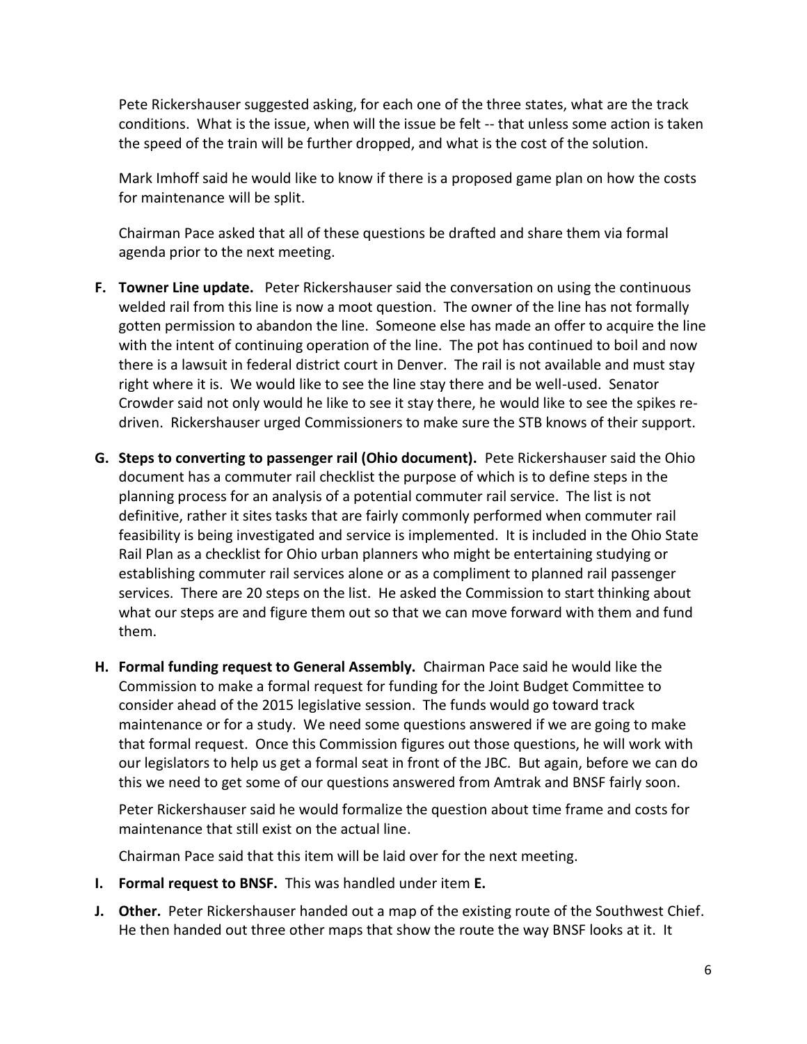Pete Rickershauser suggested asking, for each one of the three states, what are the track conditions. What is the issue, when will the issue be felt -- that unless some action is taken the speed of the train will be further dropped, and what is the cost of the solution.

Mark Imhoff said he would like to know if there is a proposed game plan on how the costs for maintenance will be split.

Chairman Pace asked that all of these questions be drafted and share them via formal agenda prior to the next meeting.

**F. Towner Line update.** Peter Rickershauser said the conversation on using the continuous welded rail from this line is now a moot question. The owner of the line has not formally gotten permission to abandon the line. Someone else has made an offer to acquire the line with the intent of continuing operation of the line. The pot has continued to boil and now there is a lawsuit in federal district court in Denver. The rail is not available and must stay right where it is. We would like to see the line stay there and be well-used. Senator Crowder said not only would he like to see it stay there, he would like to see the spikes re-driven. Rickershauser urged Commissioners to make sure the STB knows of their support.

**G. Steps to converting to passenger rail (Ohio document).** Pete Rickershauser said the Ohio document has a commuter rail checklist the purpose of which is to define steps in the planning process for an analysis of a potential commuter rail service. The list is not definitive, rather it sites tasks that are fairly commonly performed when commuter rail feasibility is being investigated and service is implemented. It is included in the Ohio State Rail Plan as a checklist for Ohio urban planners who might be entertaining studying or establishing commuter rail services alone or as a compliment to planned rail passenger services. There are 20 steps on the list. He asked the Commission to start thinking about what our steps are and figure them out so that we can move forward with them and fund them.

**H. Formal funding request to General Assembly.** Chairman Pace said he would like the Commission to make a formal request for funding for the Joint Budget Committee to consider ahead of the 2015 legislative session. The funds would go toward track maintenance or for a study. We need some questions answered if we are going to make that formal request. Once this Commission figures out those questions, he will work with our legislators to help us get a formal seat in front of the JBC. But again, before we can do this we need to get some of our questions answered from Amtrak and BNSF fairly soon.

Peter Rickershauser said he would formalize the question about time frame and costs for maintenance that still exist on the actual line.

Chairman Pace said that this item will be laid over for the next meeting.

**I. Formal request to BNSF.** This was handled under item **E.**

**J. Other.** Peter Rickershauser handed out a map of the existing route of the Southwest Chief. He then handed out three other maps that show the route the way BNSF looks at it. It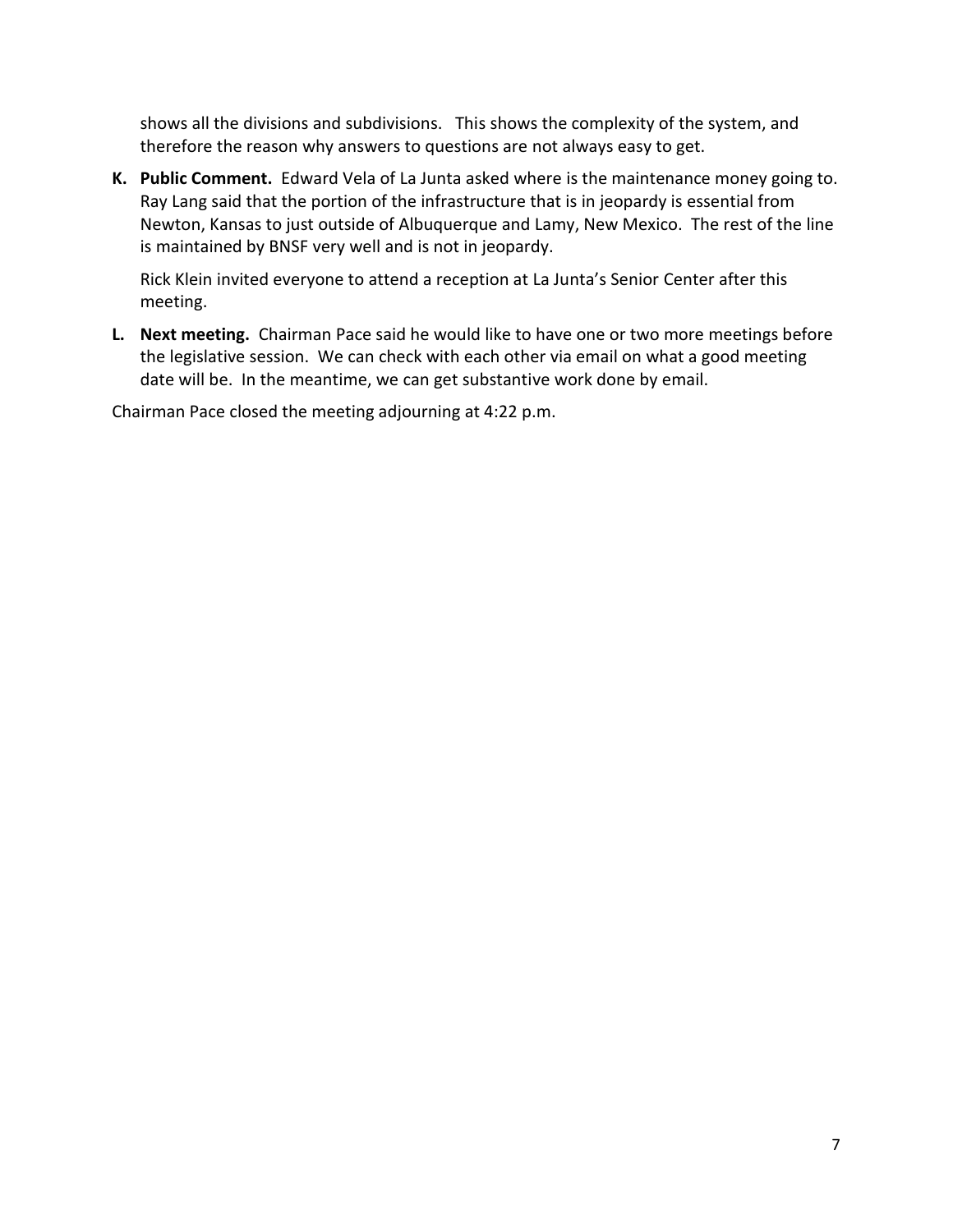shows all the divisions and subdivisions. This shows the complexity of the system, and therefore the reason why answers to questions are not always easy to get.

**K. Public Comment.** Edward Vela of La Junta asked where is the maintenance money going to. Ray Lang said that the portion of the infrastructure that is in jeopardy is essential from Newton, Kansas to just outside of Albuquerque and Lamy, New Mexico. The rest of the line is maintained by BNSF very well and is not in jeopardy.

Rick Klein invited everyone to attend a reception at La Junta's Senior Center after this meeting.

**L. Next meeting.** Chairman Pace said he would like to have one or two more meetings before the legislative session. We can check with each other via email on what a good meeting date will be. In the meantime, we can get substantive work done by email.

Chairman Pace closed the meeting adjourning at 4:22 p.m.